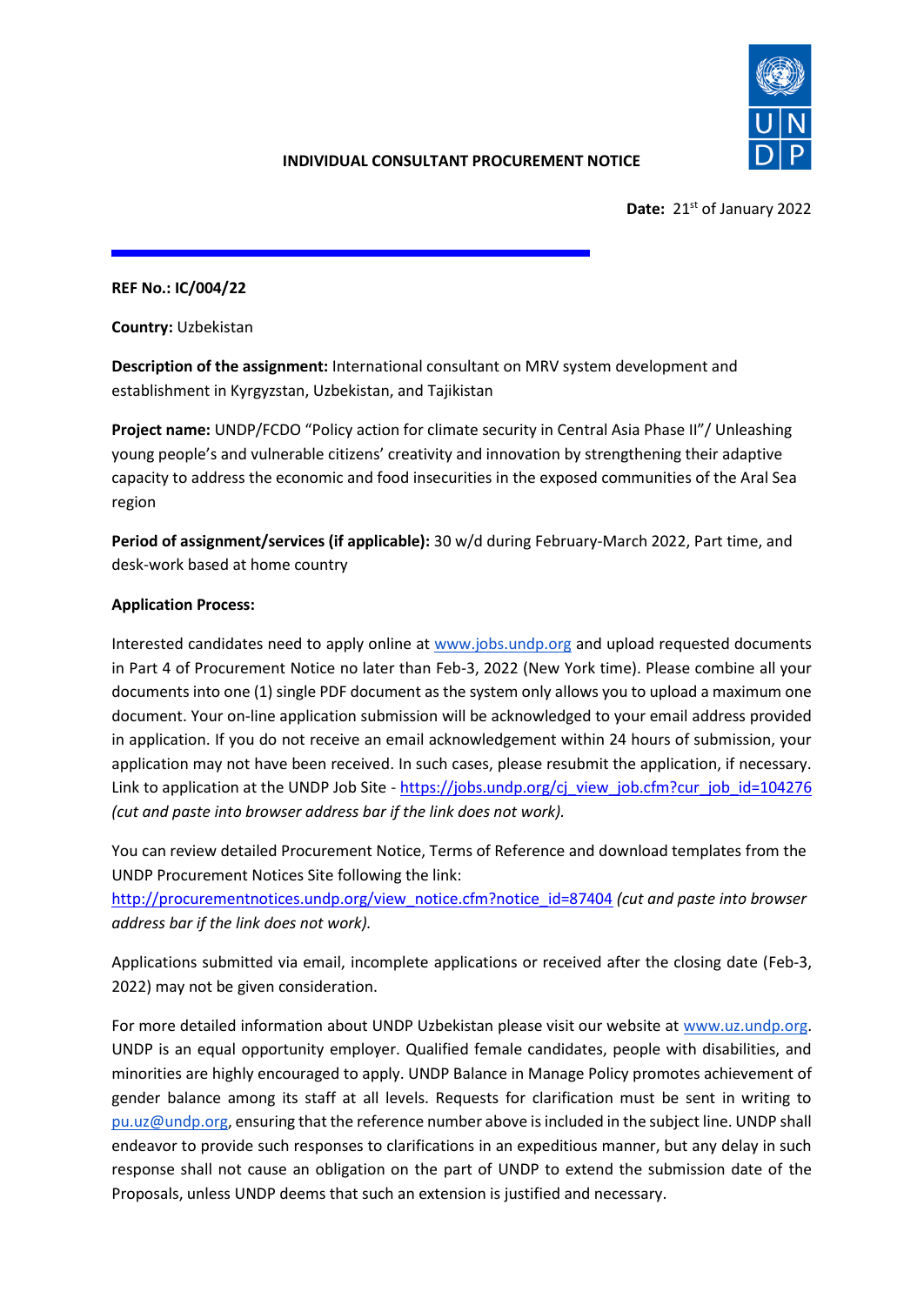# INDIVIDUAL CONSULTANT PROCUREMENT NOTICE

**Date:** 21st of January 2022

**REF No.: IC/004/22**

**Country:** Uzbekistan

**Description of the assignment:** International consultant on MRV system development and establishment in Kyrgyzstan, Uzbekistan, and Tajikistan

**Project name:** UNDP/FCDO "Policy action for climate security in Central Asia Phase II"/ Unleashing young people's and vulnerable citizens' creativity and innovation by strengthening their adaptive capacity to address the economic and food insecurities in the exposed communities of the Aral Sea region

**Period of assignment/services (if applicable):** 30 w/d during February-March 2022, Part time, and desk-work based at home country

**Application Process:**

Interested candidates need to apply online at www.jobs.undp.org and upload requested documents in Part 4 of Procurement Notice no later than Feb-3, 2022 (New York time). Please combine all your documents into one (1) single PDF document as the system only allows you to upload a maximum one document. Your on-line application submission will be acknowledged to your email address provided in application. If you do not receive an email acknowledgement within 24 hours of submission, your application may not have been received. In such cases, please resubmit the application, if necessary. Link to application at the UNDP Job Site - https://jobs.undp.org/cj_view_job.cfm?cur_job_id=104276 *(cut and paste into browser address bar if the link does not work).*

You can review detailed Procurement Notice, Terms of Reference and download templates from the UNDP Procurement Notices Site following the link: http://procurementnotices.undp.org/view_notice.cfm?notice_id=87404 *(cut and paste into browser address bar if the link does not work).*

Applications submitted via email, incomplete applications or received after the closing date (Feb-3, 2022) may not be given consideration.

For more detailed information about UNDP Uzbekistan please visit our website at www.uz.undp.org. UNDP is an equal opportunity employer. Qualified female candidates, people with disabilities, and minorities are highly encouraged to apply. UNDP Balance in Manage Policy promotes achievement of gender balance among its staff at all levels. Requests for clarification must be sent in writing to pu.uz@undp.org, ensuring that the reference number above is included in the subject line. UNDP shall endeavor to provide such responses to clarifications in an expeditious manner, but any delay in such response shall not cause an obligation on the part of UNDP to extend the submission date of the Proposals, unless UNDP deems that such an extension is justified and necessary.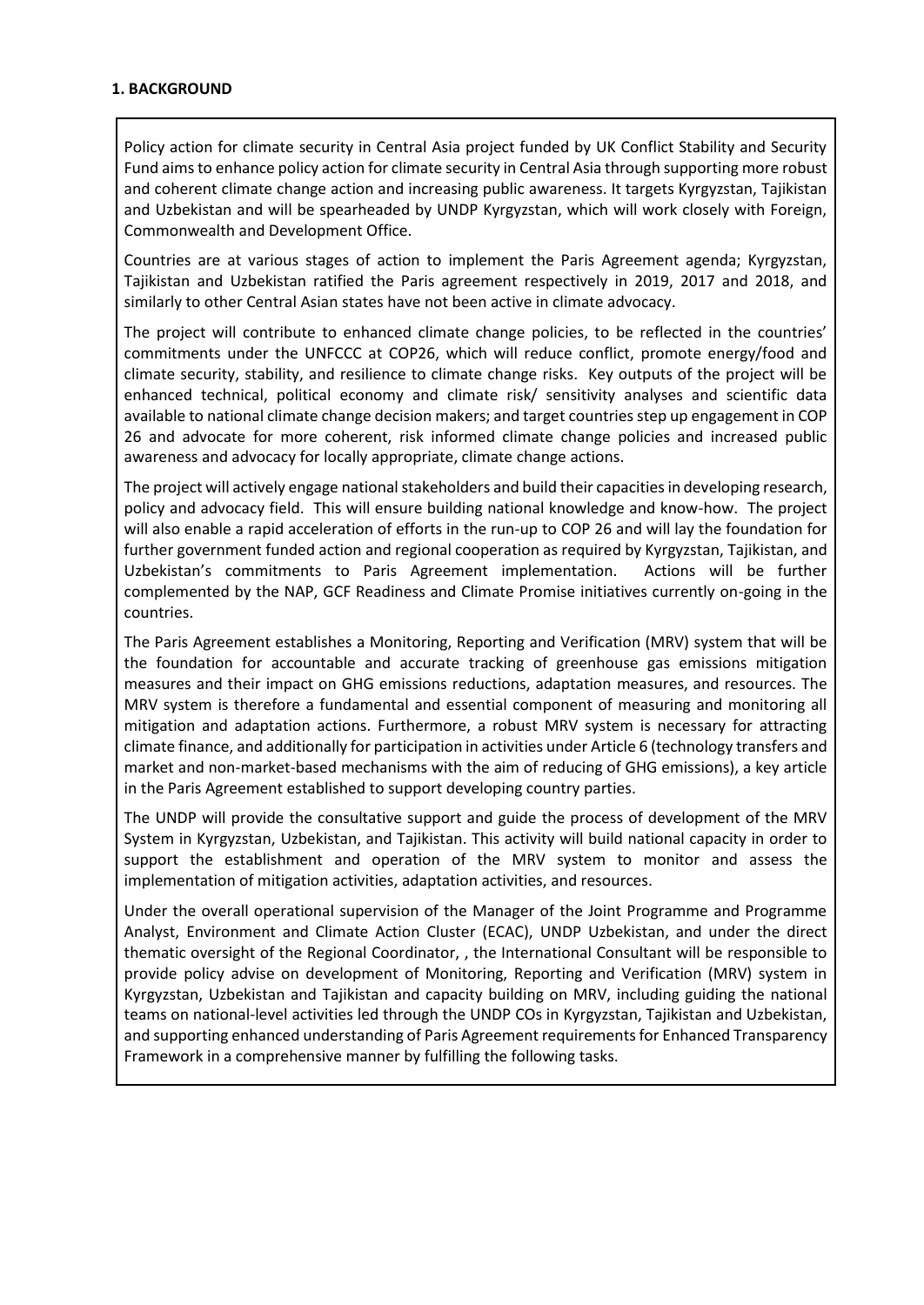## 1. BACKGROUND

Policy action for climate security in Central Asia project funded by UK Conflict Stability and Security Fund aims to enhance policy action for climate security in Central Asia through supporting more robust and coherent climate change action and increasing public awareness. It targets Kyrgyzstan, Tajikistan and Uzbekistan and will be spearheaded by UNDP Kyrgyzstan, which will work closely with Foreign, Commonwealth and Development Office.

Countries are at various stages of action to implement the Paris Agreement agenda; Kyrgyzstan, Tajikistan and Uzbekistan ratified the Paris agreement respectively in 2019, 2017 and 2018, and similarly to other Central Asian states have not been active in climate advocacy.

The project will contribute to enhanced climate change policies, to be reflected in the countries' commitments under the UNFCCC at COP26, which will reduce conflict, promote energy/food and climate security, stability, and resilience to climate change risks. Key outputs of the project will be enhanced technical, political economy and climate risk/ sensitivity analyses and scientific data available to national climate change decision makers; and target countries step up engagement in COP 26 and advocate for more coherent, risk informed climate change policies and increased public awareness and advocacy for locally appropriate, climate change actions.

The project will actively engage national stakeholders and build their capacities in developing research, policy and advocacy field. This will ensure building national knowledge and know-how. The project will also enable a rapid acceleration of efforts in the run-up to COP 26 and will lay the foundation for further government funded action and regional cooperation as required by Kyrgyzstan, Tajikistan, and Uzbekistan's commitments to Paris Agreement implementation. Actions will be further complemented by the NAP, GCF Readiness and Climate Promise initiatives currently on-going in the countries.

The Paris Agreement establishes a Monitoring, Reporting and Verification (MRV) system that will be the foundation for accountable and accurate tracking of greenhouse gas emissions mitigation measures and their impact on GHG emissions reductions, adaptation measures, and resources. The MRV system is therefore a fundamental and essential component of measuring and monitoring all mitigation and adaptation actions. Furthermore, a robust MRV system is necessary for attracting climate finance, and additionally for participation in activities under Article 6 (technology transfers and market and non-market-based mechanisms with the aim of reducing of GHG emissions), a key article in the Paris Agreement established to support developing country parties.

The UNDP will provide the consultative support and guide the process of development of the MRV System in Kyrgyzstan, Uzbekistan, and Tajikistan. This activity will build national capacity in order to support the establishment and operation of the MRV system to monitor and assess the implementation of mitigation activities, adaptation activities, and resources.

Under the overall operational supervision of the Manager of the Joint Programme and Programme Analyst, Environment and Climate Action Cluster (ECAC), UNDP Uzbekistan, and under the direct thematic oversight of the Regional Coordinator, , the International Consultant will be responsible to provide policy advise on development of Monitoring, Reporting and Verification (MRV) system in Kyrgyzstan, Uzbekistan and Tajikistan and capacity building on MRV, including guiding the national teams on national-level activities led through the UNDP COs in Kyrgyzstan, Tajikistan and Uzbekistan, and supporting enhanced understanding of Paris Agreement requirements for Enhanced Transparency Framework in a comprehensive manner by fulfilling the following tasks.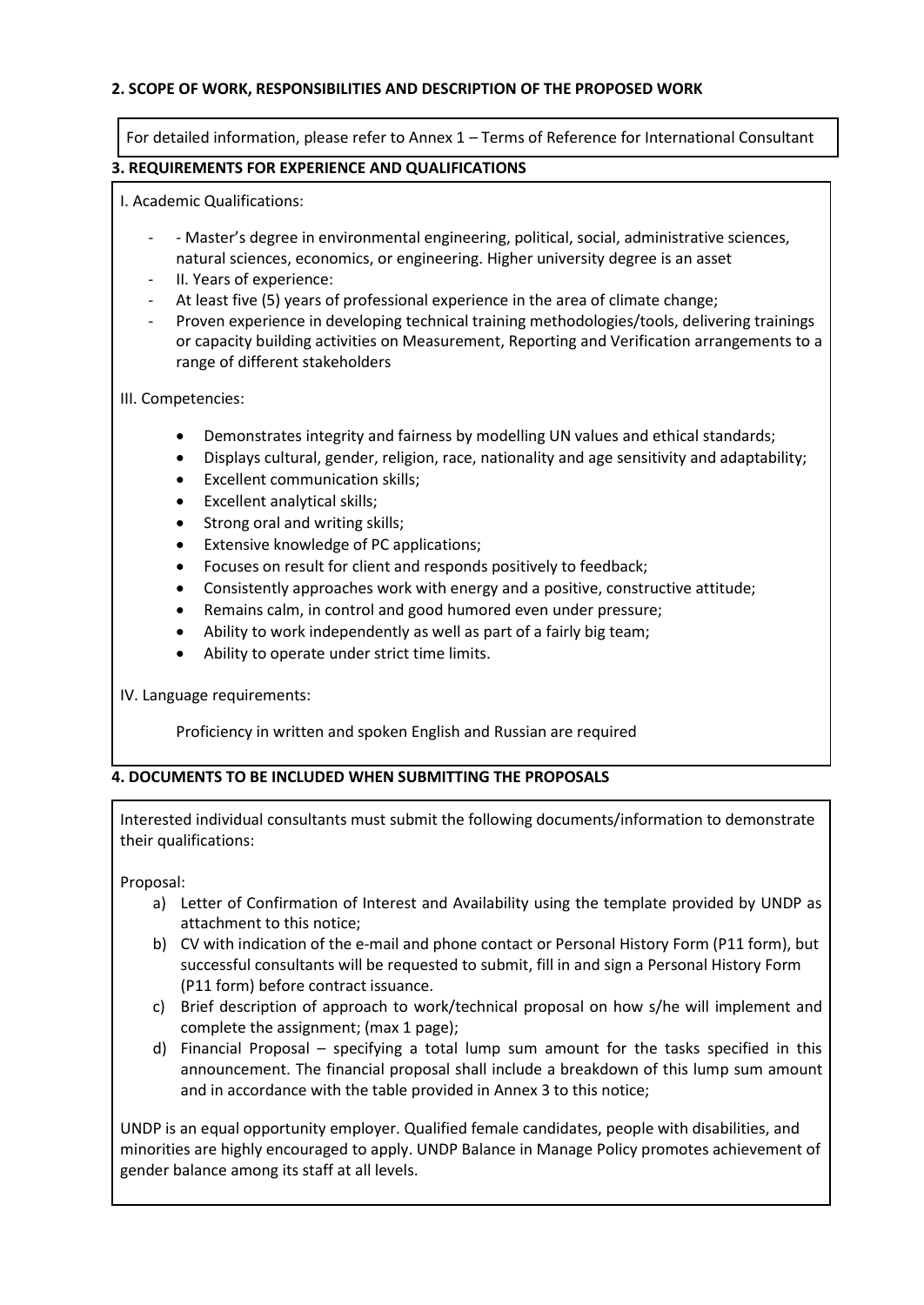**2. SCOPE OF WORK, RESPONSIBILITIES AND DESCRIPTION OF THE PROPOSED WORK**

For detailed information, please refer to Annex 1 – Terms of Reference for International Consultant

**3. REQUIREMENTS FOR EXPERIENCE AND QUALIFICATIONS**

I. Academic Qualifications:

- - Master's degree in environmental engineering, political, social, administrative sciences, natural sciences, economics, or engineering. Higher university degree is an asset
- II. Years of experience:
- At least five (5) years of professional experience in the area of climate change;
- Proven experience in developing technical training methodologies/tools, delivering trainings or capacity building activities on Measurement, Reporting and Verification arrangements to a range of different stakeholders

III. Competencies:

- Demonstrates integrity and fairness by modelling UN values and ethical standards;
- Displays cultural, gender, religion, race, nationality and age sensitivity and adaptability;
- Excellent communication skills;
- Excellent analytical skills;
- Strong oral and writing skills;
- Extensive knowledge of PC applications;
- Focuses on result for client and responds positively to feedback;
- Consistently approaches work with energy and a positive, constructive attitude;
- Remains calm, in control and good humored even under pressure;
- Ability to work independently as well as part of a fairly big team;
- Ability to operate under strict time limits.

IV. Language requirements:

Proficiency in written and spoken English and Russian are required

**4. DOCUMENTS TO BE INCLUDED WHEN SUBMITTING THE PROPOSALS**

Interested individual consultants must submit the following documents/information to demonstrate their qualifications:

Proposal:

a) Letter of Confirmation of Interest and Availability using the template provided by UNDP as attachment to this notice;
b) CV with indication of the e-mail and phone contact or Personal History Form (P11 form), but successful consultants will be requested to submit, fill in and sign a Personal History Form (P11 form) before contract issuance.
c) Brief description of approach to work/technical proposal on how s/he will implement and complete the assignment; (max 1 page);
d) Financial Proposal – specifying a total lump sum amount for the tasks specified in this announcement. The financial proposal shall include a breakdown of this lump sum amount and in accordance with the table provided in Annex 3 to this notice;

UNDP is an equal opportunity employer. Qualified female candidates, people with disabilities, and minorities are highly encouraged to apply. UNDP Balance in Manage Policy promotes achievement of gender balance among its staff at all levels.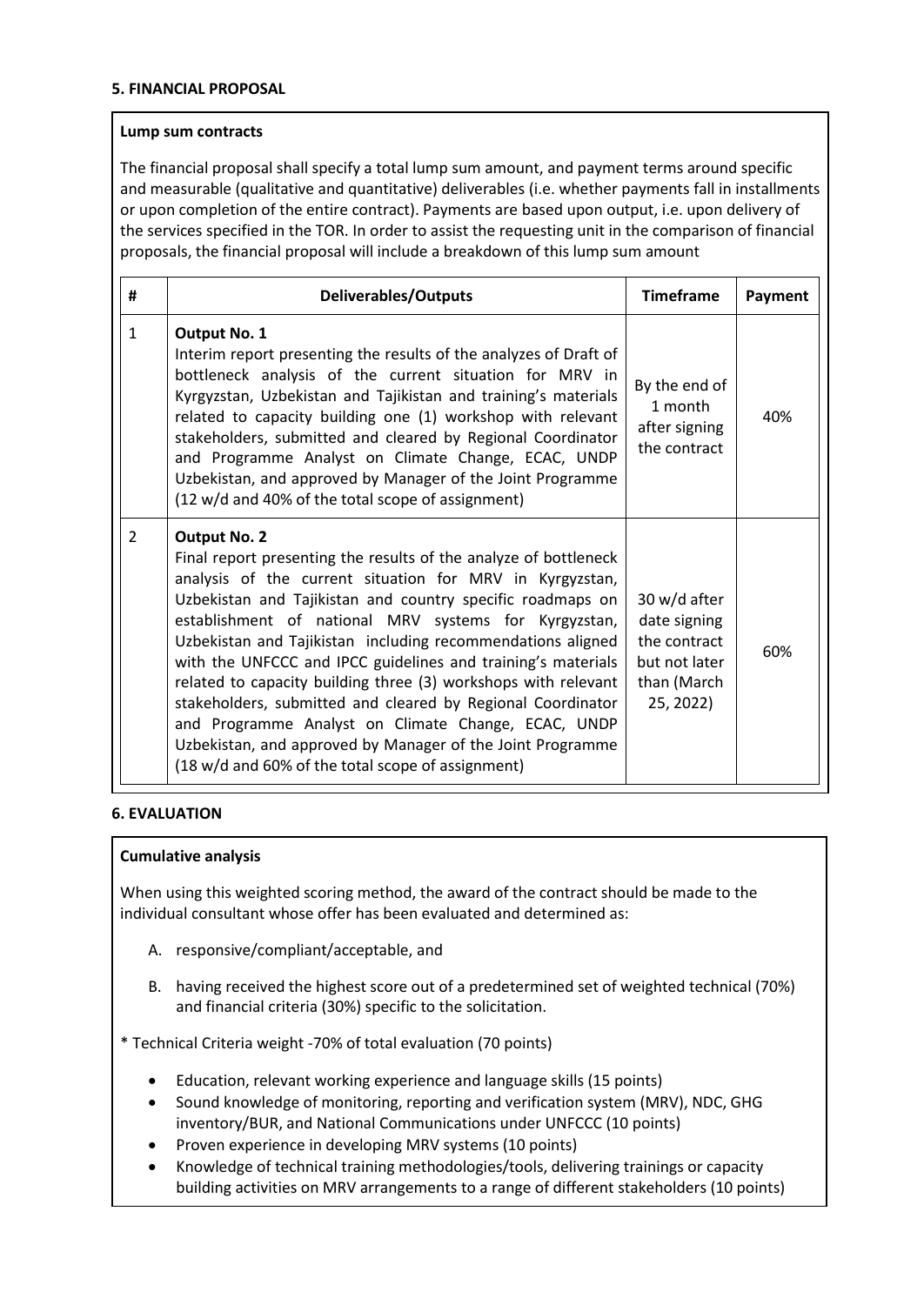### 5. FINANCIAL PROPOSAL

**Lump sum contracts**

The financial proposal shall specify a total lump sum amount, and payment terms around specific and measurable (qualitative and quantitative) deliverables (i.e. whether payments fall in installments or upon completion of the entire contract). Payments are based upon output, i.e. upon delivery of the services specified in the TOR. In order to assist the requesting unit in the comparison of financial proposals, the financial proposal will include a breakdown of this lump sum amount

| # | Deliverables/Outputs | Timeframe | Payment |
|---|---|---|---|
| 1 | **Output No. 1** Interim report presenting the results of the analyzes of Draft of bottleneck analysis of the current situation for MRV in Kyrgyzstan, Uzbekistan and Tajikistan and training's materials related to capacity building one (1) workshop with relevant stakeholders, submitted and cleared by Regional Coordinator and Programme Analyst on Climate Change, ECAC, UNDP Uzbekistan, and approved by Manager of the Joint Programme (12 w/d and 40% of the total scope of assignment) | By the end of 1 month after signing the contract | 40% |
| 2 | **Output No. 2** Final report presenting the results of the analyze of bottleneck analysis of the current situation for MRV in Kyrgyzstan, Uzbekistan and Tajikistan and country specific roadmaps on establishment of national MRV systems for Kyrgyzstan, Uzbekistan and Tajikistan including recommendations aligned with the UNFCCC and IPCC guidelines and training's materials related to capacity building three (3) workshops with relevant stakeholders, submitted and cleared by Regional Coordinator and Programme Analyst on Climate Change, ECAC, UNDP Uzbekistan, and approved by Manager of the Joint Programme (18 w/d and 60% of the total scope of assignment) | 30 w/d after date signing the contract but not later than (March 25, 2022) | 60% |

### 6. EVALUATION

**Cumulative analysis**

When using this weighted scoring method, the award of the contract should be made to the individual consultant whose offer has been evaluated and determined as:

A. responsive/compliant/acceptable, and

B. having received the highest score out of a predetermined set of weighted technical (70%) and financial criteria (30%) specific to the solicitation.

* Technical Criteria weight -70% of total evaluation (70 points)

- Education, relevant working experience and language skills (15 points)
- Sound knowledge of monitoring, reporting and verification system (MRV), NDC, GHG inventory/BUR, and National Communications under UNFCCC (10 points)
- Proven experience in developing MRV systems (10 points)
- Knowledge of technical training methodologies/tools, delivering trainings or capacity building activities on MRV arrangements to a range of different stakeholders (10 points)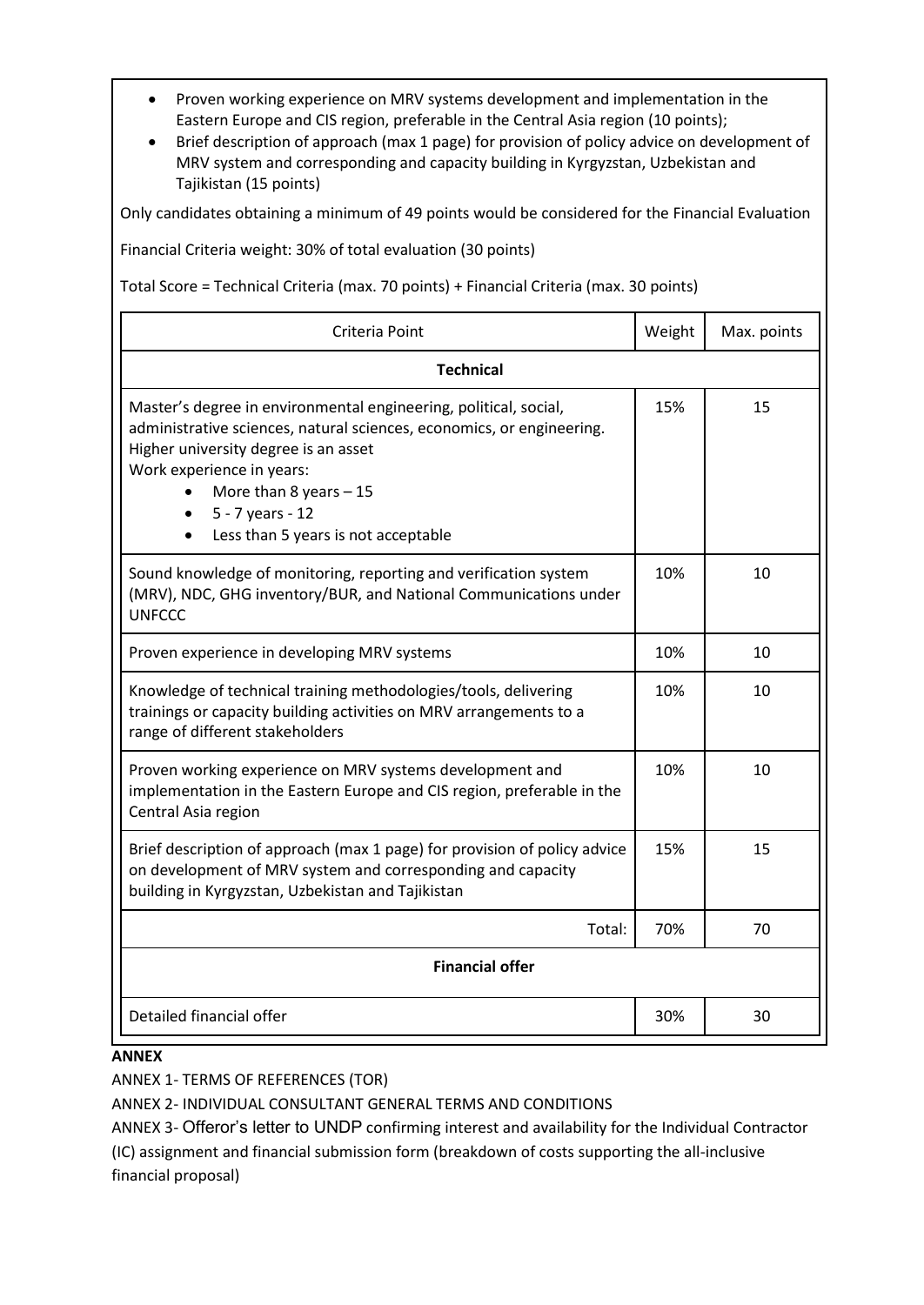- Proven working experience on MRV systems development and implementation in the Eastern Europe and CIS region, preferable in the Central Asia region (10 points);
- Brief description of approach (max 1 page) for provision of policy advice on development of MRV system and corresponding and capacity building in Kyrgyzstan, Uzbekistan and Tajikistan (15 points)

Only candidates obtaining a minimum of 49 points would be considered for the Financial Evaluation

Financial Criteria weight: 30% of total evaluation (30 points)

Total Score = Technical Criteria (max. 70 points) + Financial Criteria (max. 30 points)

| Criteria Point | Weight | Max. points |
|---|---|---|
| **Technical** | | |
| Master's degree in environmental engineering, political, social, administrative sciences, natural sciences, economics, or engineering. Higher university degree is an asset<br>Work experience in years:<br>• More than 8 years – 15<br>• 5 - 7 years - 12<br>• Less than 5 years is not acceptable | 15% | 15 |
| Sound knowledge of monitoring, reporting and verification system (MRV), NDC, GHG inventory/BUR, and National Communications under UNFCCC | 10% | 10 |
| Proven experience in developing MRV systems | 10% | 10 |
| Knowledge of technical training methodologies/tools, delivering trainings or capacity building activities on MRV arrangements to a range of different stakeholders | 10% | 10 |
| Proven working experience on MRV systems development and implementation in the Eastern Europe and CIS region, preferable in the Central Asia region | 10% | 10 |
| Brief description of approach (max 1 page) for provision of policy advice on development of MRV system and corresponding and capacity building in Kyrgyzstan, Uzbekistan and Tajikistan | 15% | 15 |
| Total: | 70% | 70 |
| **Financial offer** | | |
| Detailed financial offer | 30% | 30 |

**ANNEX**

ANNEX 1- TERMS OF REFERENCES (TOR)

ANNEX 2- INDIVIDUAL CONSULTANT GENERAL TERMS AND CONDITIONS

ANNEX 3- Offeror's letter to UNDP confirming interest and availability for the Individual Contractor (IC) assignment and financial submission form (breakdown of costs supporting the all-inclusive financial proposal)